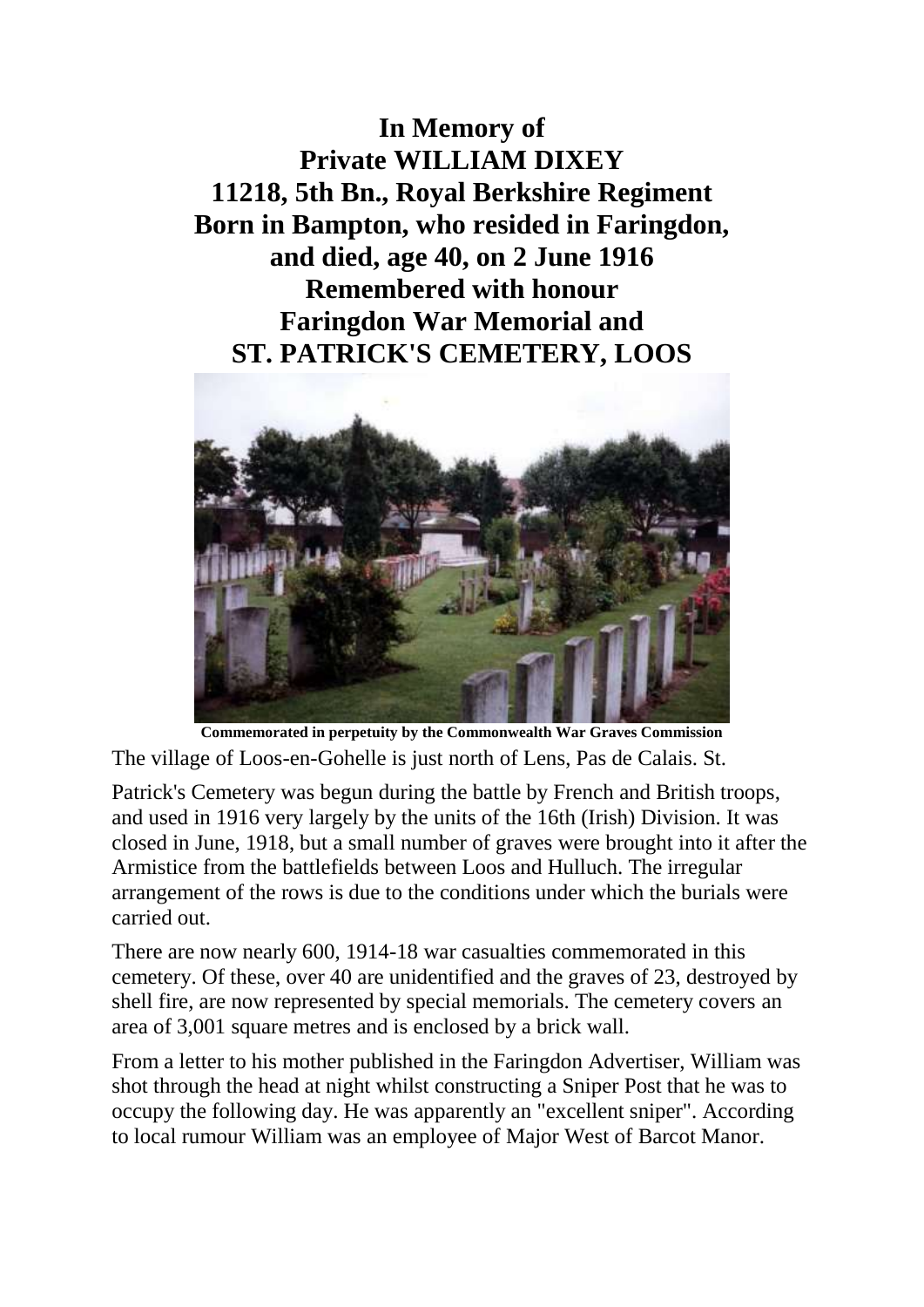# In Memory of
# Private WILLIAM DIXEY
# 11218, 5th Bn., Royal Berkshire Regiment
# Born in Bampton, who resided in Faringdon, and died, age 40, on 2 June 1916
# Remembered with honour
# Faringdon War Memorial and
# ST. PATRICK'S CEMETERY, LOOS

**Commemorated in perpetuity by the Commonwealth War Graves Commission**

The village of Loos-en-Gohelle is just north of Lens, Pas de Calais. St. Patrick's Cemetery was begun during the battle by French and British troops, and used in 1916 very largely by the units of the 16th (Irish) Division. It was closed in June, 1918, but a small number of graves were brought into it after the Armistice from the battlefields between Loos and Hulluch. The irregular arrangement of the rows is due to the conditions under which the burials were carried out.

There are now nearly 600, 1914-18 war casualties commemorated in this cemetery. Of these, over 40 are unidentified and the graves of 23, destroyed by shell fire, are now represented by special memorials. The cemetery covers an area of 3,001 square metres and is enclosed by a brick wall.

From a letter to his mother published in the Faringdon Advertiser, William was shot through the head at night whilst constructing a Sniper Post that he was to occupy the following day. He was apparently an "excellent sniper". According to local rumour William was an employee of Major West of Barcot Manor.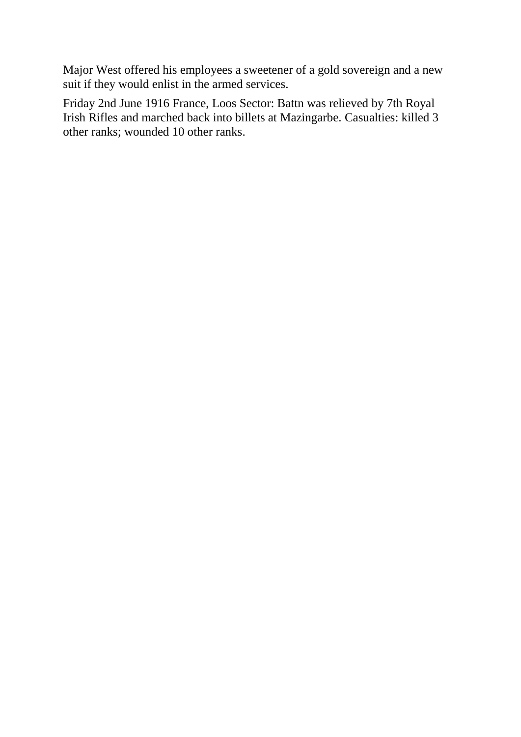Major West offered his employees a sweetener of a gold sovereign and a new suit if they would enlist in the armed services.

Friday 2nd June 1916 France, Loos Sector: Battn was relieved by 7th Royal Irish Rifles and marched back into billets at Mazingarbe. Casualties: killed 3 other ranks; wounded 10 other ranks.